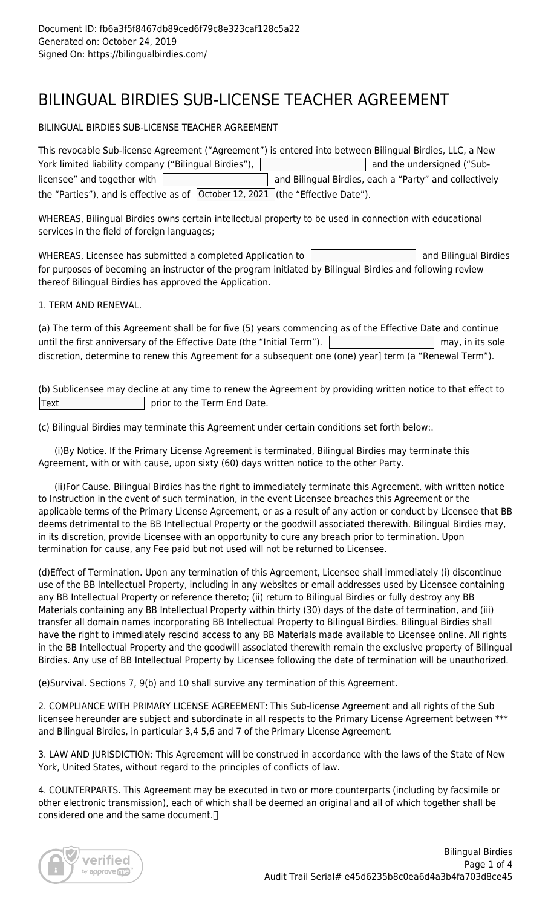Document ID: fb6a3f5f8467db89ced6f79c8e323caf128c5a22
Generated on: October 24, 2019
Signed On: https://bilingualbirdies.com/

# BILINGUAL BIRDIES SUB-LICENSE TEACHER AGREEMENT

BILINGUAL BIRDIES SUB-LICENSE TEACHER AGREEMENT

This revocable Sub-license Agreement ("Agreement") is entered into between Bilingual Birdies, LLC, a New York limited liability company ("Bilingual Birdies"), [ ] and the undersigned ("Sub-licensee" and together with [ ] and Bilingual Birdies, each a "Party" and collectively the "Parties"), and is effective as of [October 12, 2021] (the "Effective Date").

WHEREAS, Bilingual Birdies owns certain intellectual property to be used in connection with educational services in the field of foreign languages;

WHEREAS, Licensee has submitted a completed Application to [ ] and Bilingual Birdies for purposes of becoming an instructor of the program initiated by Bilingual Birdies and following review thereof Bilingual Birdies has approved the Application.

1. TERM AND RENEWAL.

(a) The term of this Agreement shall be for five (5) years commencing as of the Effective Date and continue until the first anniversary of the Effective Date (the "Initial Term"). [ ] may, in its sole discretion, determine to renew this Agreement for a subsequent one (one) year] term (a "Renewal Term").

(b) Sublicensee may decline at any time to renew the Agreement by providing written notice to that effect to [Text] prior to the Term End Date.

(c) Bilingual Birdies may terminate this Agreement under certain conditions set forth below:.

(i)By Notice. If the Primary License Agreement is terminated, Bilingual Birdies may terminate this Agreement, with or with cause, upon sixty (60) days written notice to the other Party.

(ii)For Cause. Bilingual Birdies has the right to immediately terminate this Agreement, with written notice to Instruction in the event of such termination, in the event Licensee breaches this Agreement or the applicable terms of the Primary License Agreement, or as a result of any action or conduct by Licensee that BB deems detrimental to the BB Intellectual Property or the goodwill associated therewith. Bilingual Birdies may, in its discretion, provide Licensee with an opportunity to cure any breach prior to termination. Upon termination for cause, any Fee paid but not used will not be returned to Licensee.

(d)Effect of Termination. Upon any termination of this Agreement, Licensee shall immediately (i) discontinue use of the BB Intellectual Property, including in any websites or email addresses used by Licensee containing any BB Intellectual Property or reference thereto; (ii) return to Bilingual Birdies or fully destroy any BB Materials containing any BB Intellectual Property within thirty (30) days of the date of termination, and (iii) transfer all domain names incorporating BB Intellectual Property to Bilingual Birdies. Bilingual Birdies shall have the right to immediately rescind access to any BB Materials made available to Licensee online. All rights in the BB Intellectual Property and the goodwill associated therewith remain the exclusive property of Bilingual Birdies. Any use of BB Intellectual Property by Licensee following the date of termination will be unauthorized.

(e)Survival. Sections 7, 9(b) and 10 shall survive any termination of this Agreement.

2. COMPLIANCE WITH PRIMARY LICENSE AGREEMENT: This Sub-license Agreement and all rights of the Sub licensee hereunder are subject and subordinate in all respects to the Primary License Agreement between *** and Bilingual Birdies, in particular 3,4 5,6 and 7 of the Primary License Agreement.

3. LAW AND JURISDICTION: This Agreement will be construed in accordance with the laws of the State of New York, United States, without regard to the principles of conflicts of law.

4. COUNTERPARTS. This Agreement may be executed in two or more counterparts (including by facsimile or other electronic transmission), each of which shall be deemed an original and all of which together shall be considered one and the same document.

Audit Trail Serial# e45d6235b8c0ea6d4a3b4fa703d8ce45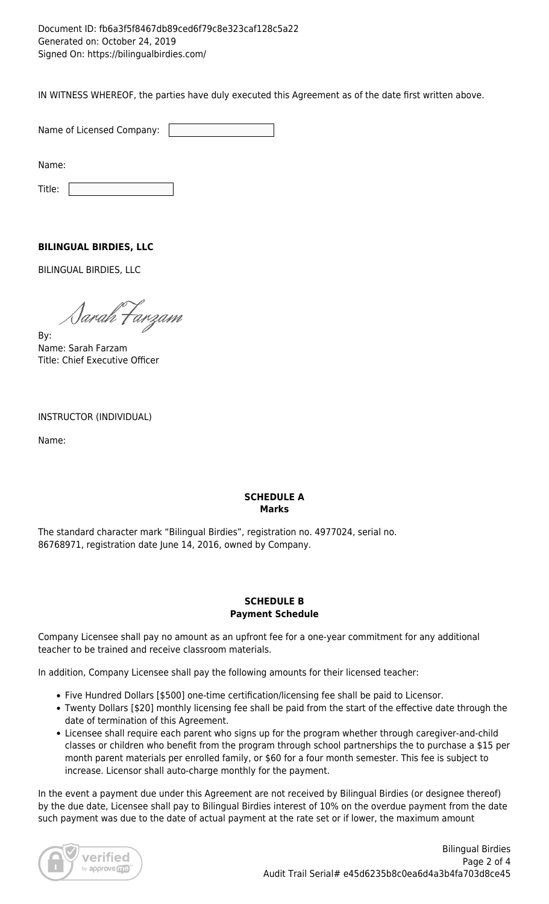Document ID: fb6a3f5f8467db89ced6f79c8e323caf128c5a22
Generated on: October 24, 2019
Signed On: https://bilingualbirdies.com/

IN WITNESS WHEREOF, the parties have duly executed this Agreement as of the date first written above.

Name of Licensed Company:

Name:

Title:

**BILINGUAL BIRDIES, LLC**

BILINGUAL BIRDIES, LLC

By:
Name: Sarah Farzam
Title: Chief Executive Officer

INSTRUCTOR (INDIVIDUAL)

Name:

**SCHEDULE A**
**Marks**

The standard character mark "Bilingual Birdies", registration no. 4977024, serial no. 86768971, registration date June 14, 2016, owned by Company.

**SCHEDULE B**
**Payment Schedule**

Company Licensee shall pay no amount as an upfront fee for a one-year commitment for any additional teacher to be trained and receive classroom materials.

In addition, Company Licensee shall pay the following amounts for their licensed teacher:

- Five Hundred Dollars [$500] one-time certification/licensing fee shall be paid to Licensor.
- Twenty Dollars [$20] monthly licensing fee shall be paid from the start of the effective date through the date of termination of this Agreement.
- Licensee shall require each parent who signs up for the program whether through caregiver-and-child classes or children who benefit from the program through school partnerships the to purchase a $15 per month parent materials per enrolled family, or $60 for a four month semester. This fee is subject to increase. Licensor shall auto-charge monthly for the payment.

In the event a payment due under this Agreement are not received by Bilingual Birdies (or designee thereof) by the due date, Licensee shall pay to Bilingual Birdies interest of 10% on the overdue payment from the date such payment was due to the date of actual payment at the rate set or if lower, the maximum amount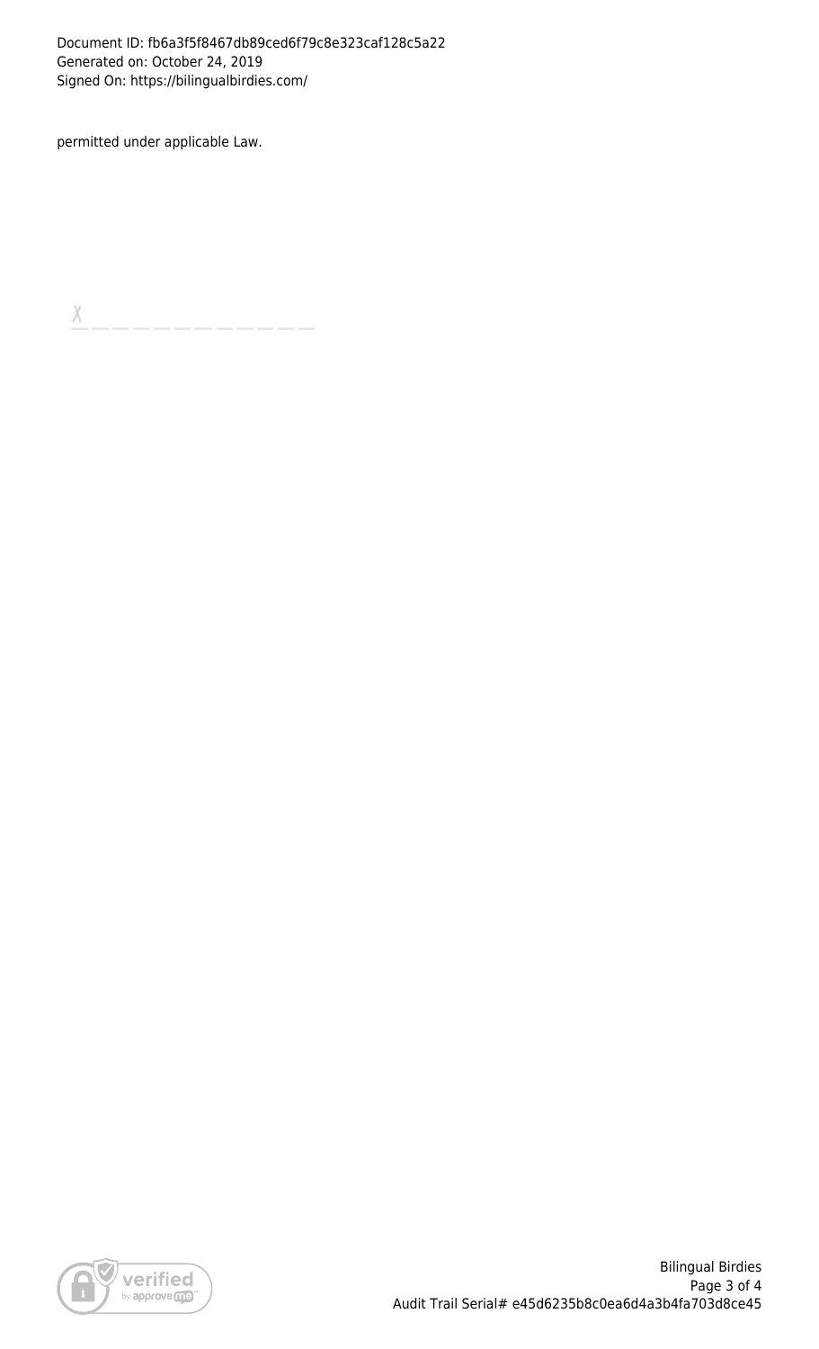permitted under applicable Law.

X ___________